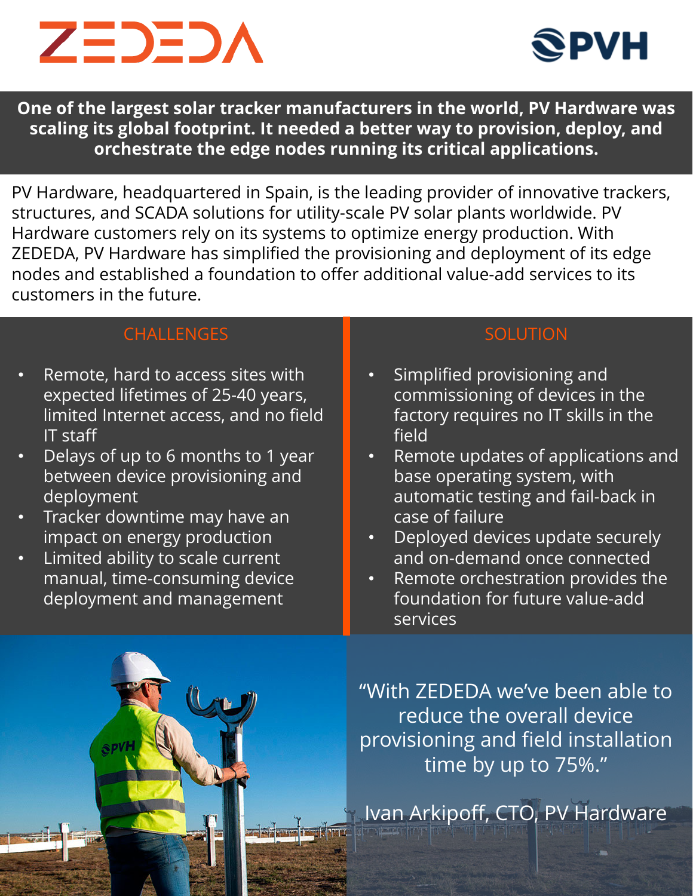ZEDEDA

PVH

**One of the largest solar tracker manufacturers in the world, PV Hardware was scaling its global footprint. It needed a better way to provision, deploy, and orchestrate the edge nodes running its critical applications.**

PV Hardware, headquartered in Spain, is the leading provider of innovative trackers, structures, and SCADA solutions for utility-scale PV solar plants worldwide. PV Hardware customers rely on its systems to optimize energy production. With ZEDEDA, PV Hardware has simplified the provisioning and deployment of its edge nodes and established a foundation to offer additional value-add services to its customers in the future.

## CHALLENGES

- Remote, hard to access sites with expected lifetimes of 25-40 years, limited Internet access, and no field IT staff
- Delays of up to 6 months to 1 year between device provisioning and deployment
- Tracker downtime may have an impact on energy production
- Limited ability to scale current manual, time-consuming device deployment and management

## SOLUTION

- Simplified provisioning and commissioning of devices in the factory requires no IT skills in the field
- Remote updates of applications and base operating system, with automatic testing and fail-back in case of failure
- Deployed devices update securely and on-demand once connected
- Remote orchestration provides the foundation for future value-add services

"With ZEDEDA we've been able to reduce the overall device provisioning and field installation time by up to 75%."

Ivan Arkipoff, CTO, PV Hardware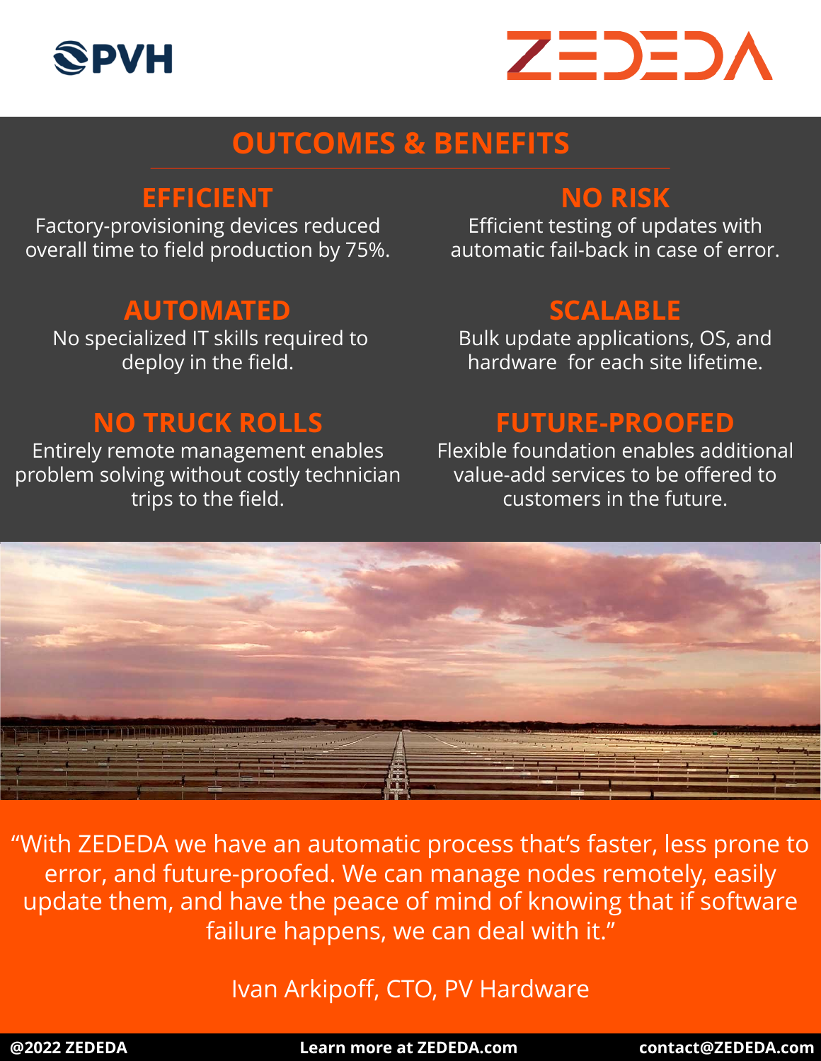PVH

ZEDEDA

## OUTCOMES & BENEFITS

### EFFICIENT

Factory-provisioning devices reduced overall time to field production by 75%.

### NO RISK

Efficient testing of updates with automatic fail-back in case of error.

### AUTOMATED

No specialized IT skills required to deploy in the field.

### SCALABLE

Bulk update applications, OS, and hardware for each site lifetime.

### NO TRUCK ROLLS

Entirely remote management enables problem solving without costly technician trips to the field.

### FUTURE-PROOFED

Flexible foundation enables additional value-add services to be offered to customers in the future.

"With ZEDEDA we have an automatic process that's faster, less prone to error, and future-proofed. We can manage nodes remotely, easily update them, and have the peace of mind of knowing that if software failure happens, we can deal with it."

Ivan Arkipoff, CTO, PV Hardware

**@2022 ZEDEDA** **Learn more at ZEDEDA.com** **contact@ZEDEDA.com**